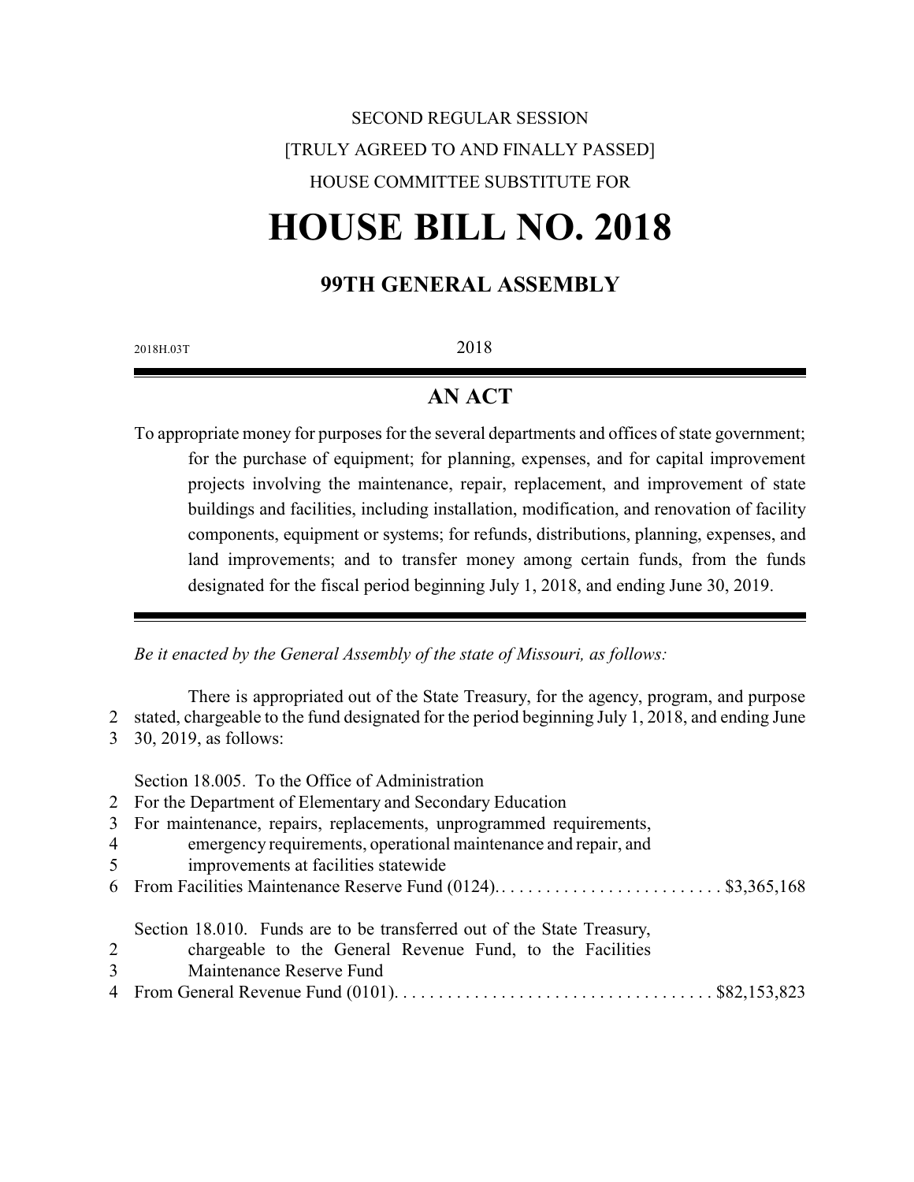SECOND REGULAR SESSION

[TRULY AGREED TO AND FINALLY PASSED]

HOUSE COMMITTEE SUBSTITUTE FOR

# HOUSE BILL NO. 2018

## 99TH GENERAL ASSEMBLY

2018H.03T 2018

## AN ACT

To appropriate money for purposes for the several departments and offices of state government; for the purchase of equipment; for planning, expenses, and for capital improvement projects involving the maintenance, repair, replacement, and improvement of state buildings and facilities, including installation, modification, and renovation of facility components, equipment or systems; for refunds, distributions, planning, expenses, and land improvements; and to transfer money among certain funds, from the funds designated for the fiscal period beginning July 1, 2018, and ending June 30, 2019.

*Be it enacted by the General Assembly of the state of Missouri, as follows:*

There is appropriated out of the State Treasury, for the agency, program, and purpose stated, chargeable to the fund designated for the period beginning July 1, 2018, and ending June 30, 2019, as follows:

Section 18.005. To the Office of Administration
For the Department of Elementary and Secondary Education
For maintenance, repairs, replacements, unprogrammed requirements, emergency requirements, operational maintenance and repair, and improvements at facilities statewide
From Facilities Maintenance Reserve Fund (0124)........................... $3,365,168

Section 18.010. Funds are to be transferred out of the State Treasury, chargeable to the General Revenue Fund, to the Facilities Maintenance Reserve Fund
From General Revenue Fund (0101).................................... $82,153,823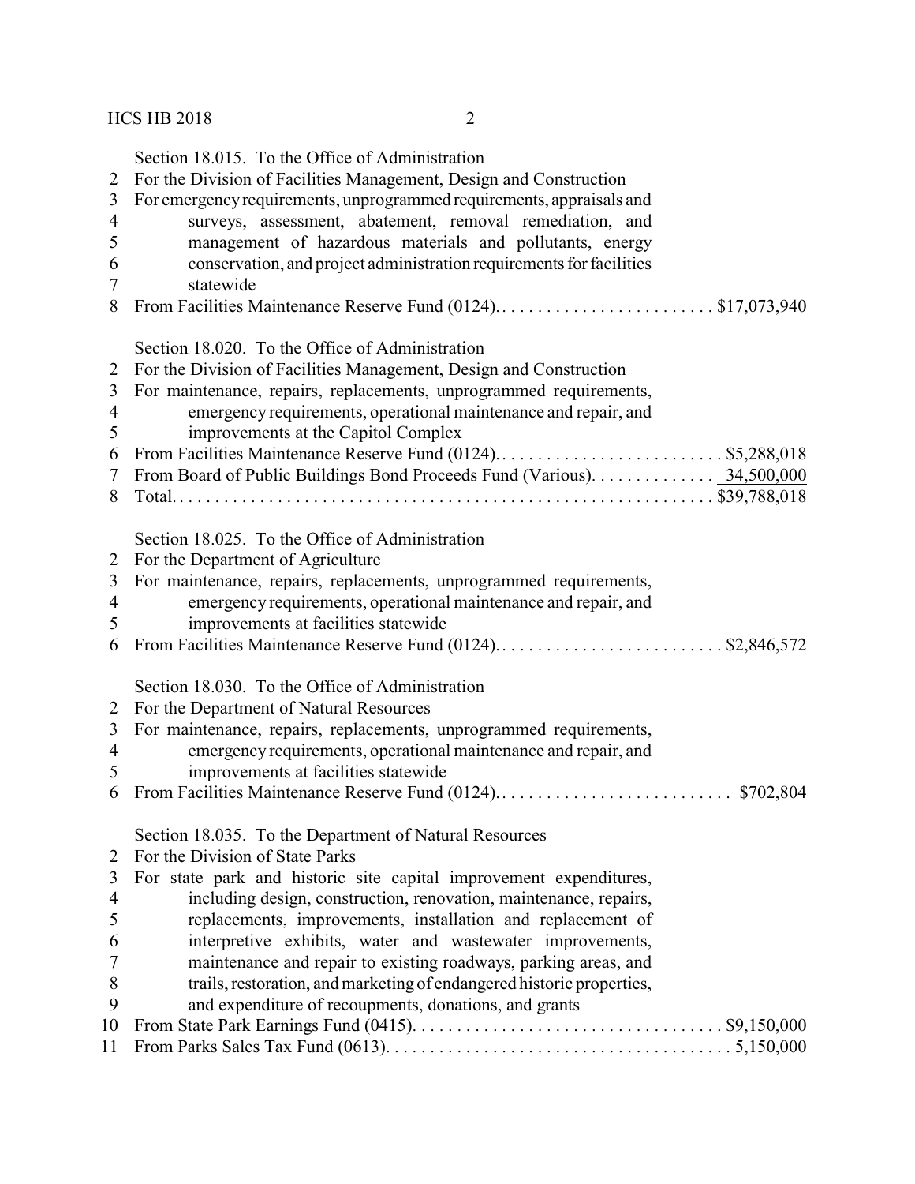Section 18.015. To the Office of Administration
For the Division of Facilities Management, Design and Construction
For emergency requirements, unprogrammed requirements, appraisals and surveys, assessment, abatement, removal remediation, and management of hazardous materials and pollutants, energy conservation, and project administration requirements for facilities statewide
From Facilities Maintenance Reserve Fund (0124)........................ $17,073,940

Section 18.020. To the Office of Administration
For the Division of Facilities Management, Design and Construction
For maintenance, repairs, replacements, unprogrammed requirements, emergency requirements, operational maintenance and repair, and improvements at the Capitol Complex
From Facilities Maintenance Reserve Fund (0124)........................ $5,288,018
From Board of Public Buildings Bond Proceeds Fund (Various)............. 34,500,000
Total.................................................... $39,788,018

Section 18.025. To the Office of Administration
For the Department of Agriculture
For maintenance, repairs, replacements, unprogrammed requirements, emergency requirements, operational maintenance and repair, and improvements at facilities statewide
From Facilities Maintenance Reserve Fund (0124)........................ $2,846,572

Section 18.030. To the Office of Administration
For the Department of Natural Resources
For maintenance, repairs, replacements, unprogrammed requirements, emergency requirements, operational maintenance and repair, and improvements at facilities statewide
From Facilities Maintenance Reserve Fund (0124)........................ $702,804

Section 18.035. To the Department of Natural Resources
For the Division of State Parks
For state park and historic site capital improvement expenditures, including design, construction, renovation, maintenance, repairs, replacements, improvements, installation and replacement of interpretive exhibits, water and wastewater improvements, maintenance and repair to existing roadways, parking areas, and trails, restoration, and marketing of endangered historic properties, and expenditure of recoupments, donations, and grants
From State Park Earnings Fund (0415)................................ $9,150,000
From Parks Sales Tax Fund (0613).................................... 5,150,000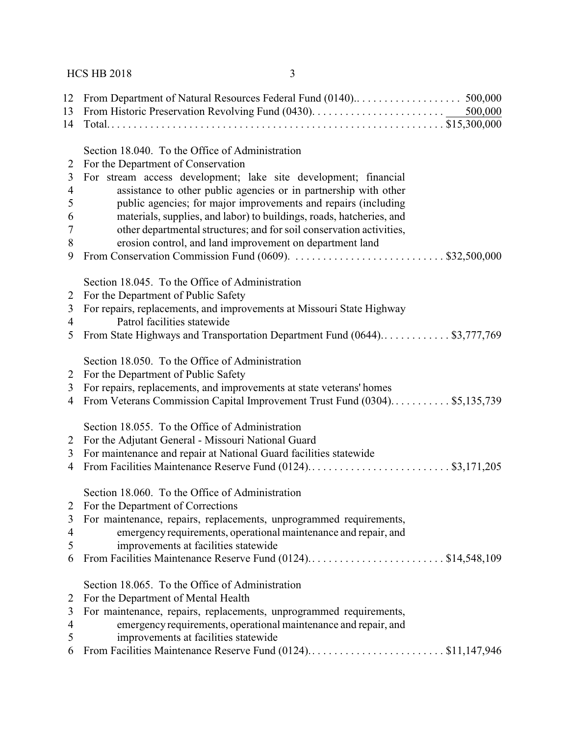12 From Department of Natural Resources Federal Fund (0140).................... 500,000
13 From Historic Preservation Revolving Fund (0430)........................ 500,000
14 Total........................................................... $15,300,000

Section 18.040. To the Office of Administration
2 For the Department of Conservation
3 For stream access development; lake site development; financial
4 assistance to other public agencies or in partnership with other
5 public agencies; for major improvements and repairs (including
6 materials, supplies, and labor) to buildings, roads, hatcheries, and
7 other departmental structures; and for soil conservation activities,
8 erosion control, and land improvement on department land
9 From Conservation Commission Fund (0609). ........................... $32,500,000

Section 18.045. To the Office of Administration
2 For the Department of Public Safety
3 For repairs, replacements, and improvements at Missouri State Highway
4 Patrol facilities statewide
5 From State Highways and Transportation Department Fund (0644)............. $3,777,769

Section 18.050. To the Office of Administration
2 For the Department of Public Safety
3 For repairs, replacements, and improvements at state veterans' homes
4 From Veterans Commission Capital Improvement Trust Fund (0304)........... $5,135,739

Section 18.055. To the Office of Administration
2 For the Adjutant General - Missouri National Guard
3 For maintenance and repair at National Guard facilities statewide
4 From Facilities Maintenance Reserve Fund (0124).......................... $3,171,205

Section 18.060. To the Office of Administration
2 For the Department of Corrections
3 For maintenance, repairs, replacements, unprogrammed requirements,
4 emergency requirements, operational maintenance and repair, and
5 improvements at facilities statewide
6 From Facilities Maintenance Reserve Fund (0124)......................... $14,548,109

Section 18.065. To the Office of Administration
2 For the Department of Mental Health
3 For maintenance, repairs, replacements, unprogrammed requirements,
4 emergency requirements, operational maintenance and repair, and
5 improvements at facilities statewide
6 From Facilities Maintenance Reserve Fund (0124)......................... $11,147,946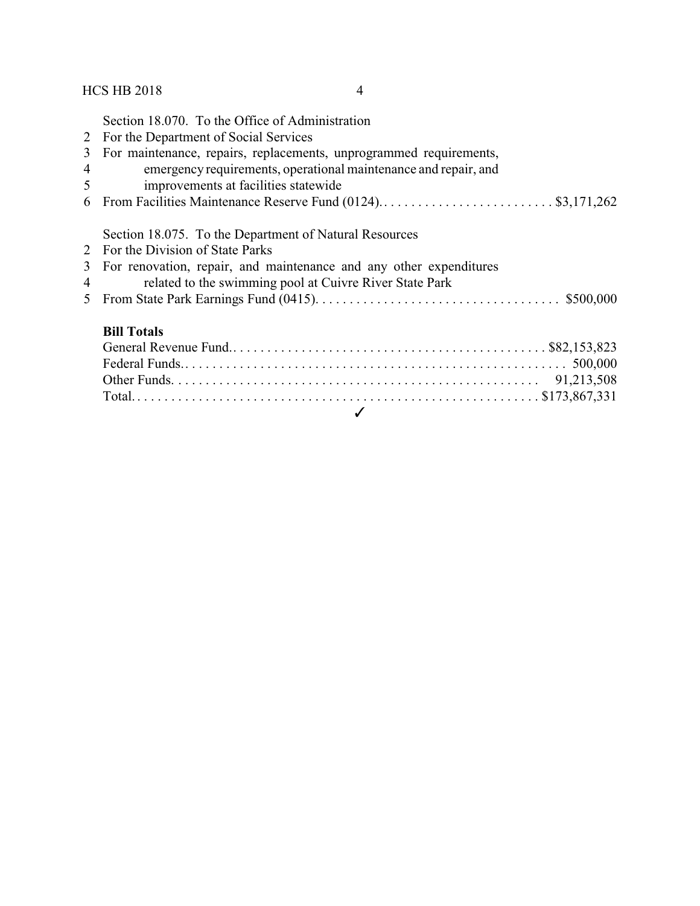Section 18.070. To the Office of Administration
2 For the Department of Social Services
3 For maintenance, repairs, replacements, unprogrammed requirements,
4 emergency requirements, operational maintenance and repair, and
5 improvements at facilities statewide
6 From Facilities Maintenance Reserve Fund (0124). . . . . . . . . . . . . . . . . . . . . . . . . . $3,171,262

Section 18.075. To the Department of Natural Resources
2 For the Division of State Parks
3 For renovation, repair, and maintenance and any other expenditures
4 related to the swimming pool at Cuivre River State Park
5 From State Park Earnings Fund (0415). . . . . . . . . . . . . . . . . . . . . . . . . . . . . . . . . . . $500,000

**Bill Totals**

| | |
|---|---|
| General Revenue Fund. . . . . . . . . . . . . . . . . . . . . . . . . . . . . . . . . . . . . . . . . . . . . . | $82,153,823 |
| Federal Funds. . . . . . . . . . . . . . . . . . . . . . . . . . . . . . . . . . . . . . . . . . . . . . . . . . . . | 500,000 |
| Other Funds. . . . . . . . . . . . . . . . . . . . . . . . . . . . . . . . . . . . . . . . . . . . . . . . . . . . . | 91,213,508 |
| Total. . . . . . . . . . . . . . . . . . . . . . . . . . . . . . . . . . . . . . . . . . . . . . . . . . . . . . . . . . | $173,867,331 |

✓